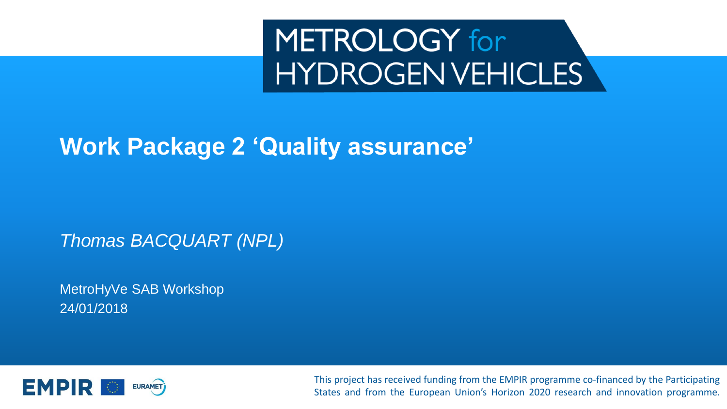# METROLOGY for HYDROGEN VEHICLES

## Work Package 2 'Quality assurance'

*Thomas BACQUART (NPL)*

MetroHyVe SAB Workshop
24/01/2018

EMPIR EURAMET

This project has received funding from the EMPIR programme co-financed by the Participating States and from the European Union's Horizon 2020 research and innovation programme.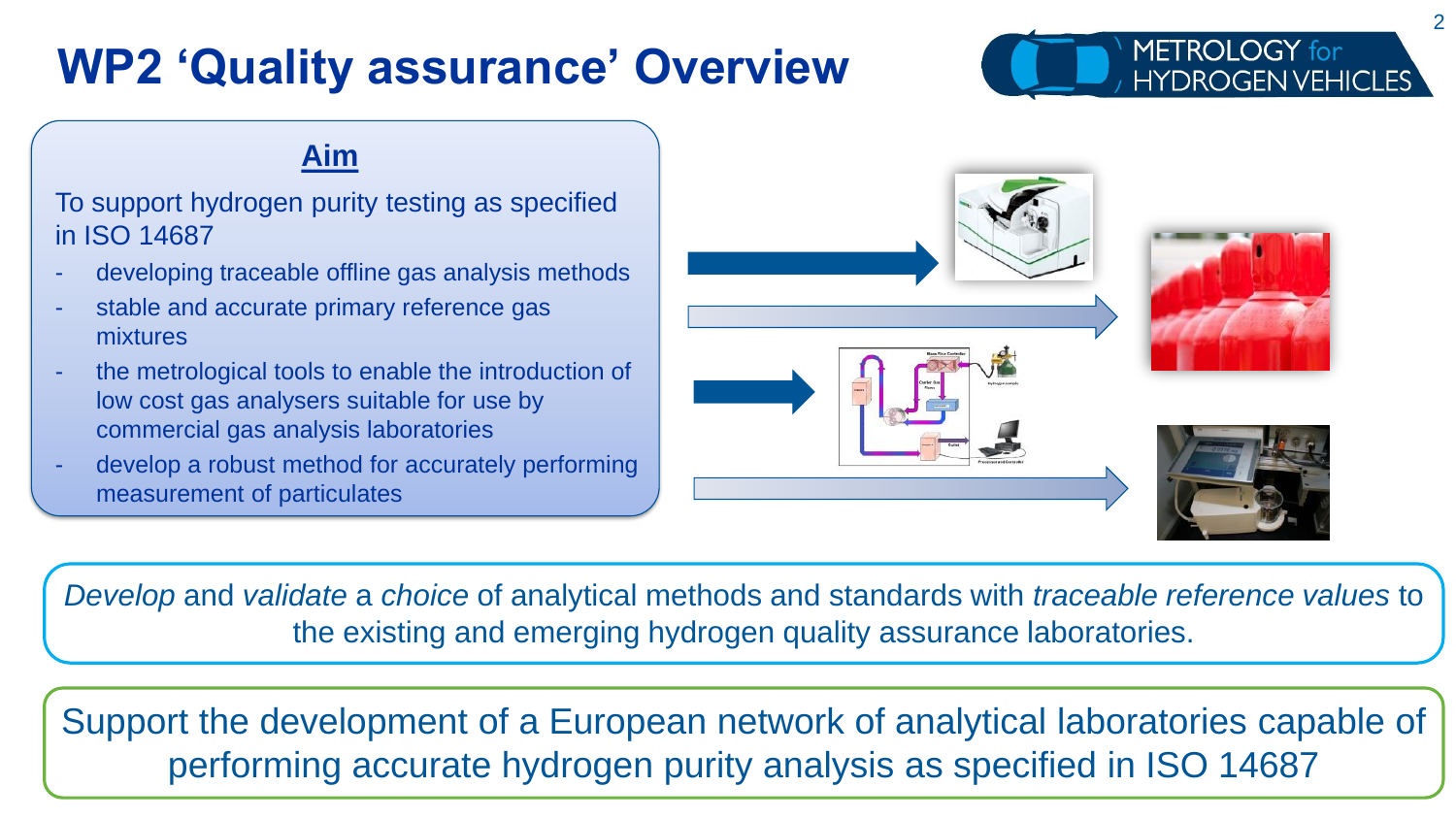# WP2 'Quality assurance' Overview

## Aim

To support hydrogen purity testing as specified in ISO 14687

- developing traceable offline gas analysis methods
- stable and accurate primary reference gas mixtures
- the metrological tools to enable the introduction of low cost gas analysers suitable for use by commercial gas analysis laboratories
- develop a robust method for accurately performing measurement of particulates

*Develop* and *validate* a *choice* of analytical methods and standards with *traceable reference values* to the existing and emerging hydrogen quality assurance laboratories.

Support the development of a European network of analytical laboratories capable of performing accurate hydrogen purity analysis as specified in ISO 14687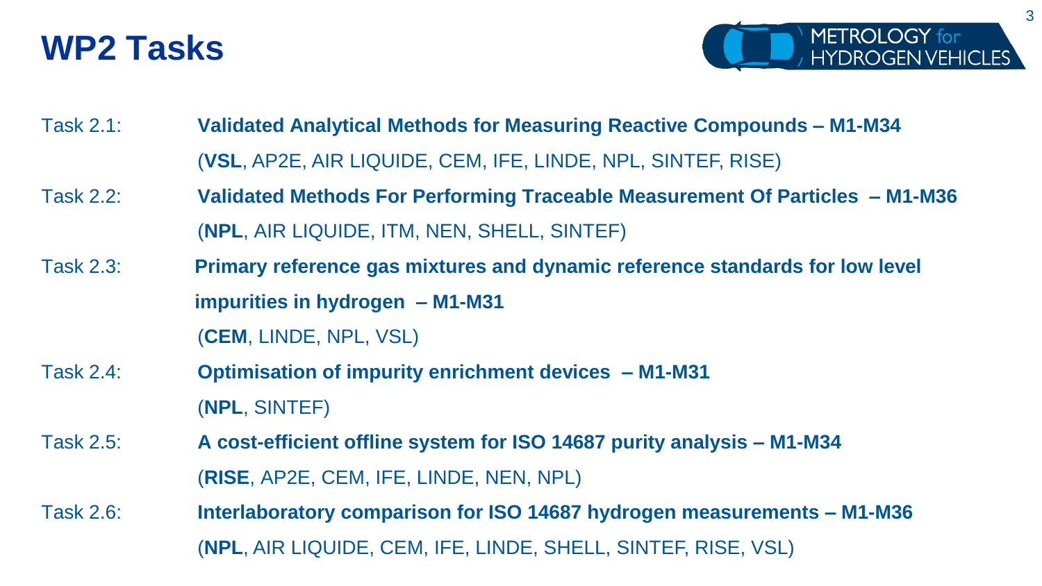# WP2 Tasks

Task 2.1: **Validated Analytical Methods for Measuring Reactive Compounds – M1-M34**
(**VSL**, AP2E, AIR LIQUIDE, CEM, IFE, LINDE, NPL, SINTEF, RISE)

Task 2.2: **Validated Methods For Performing Traceable Measurement Of Particles – M1-M36**
(**NPL**, AIR LIQUIDE, ITM, NEN, SHELL, SINTEF)

Task 2.3: **Primary reference gas mixtures and dynamic reference standards for low level impurities in hydrogen – M1-M31**
(**CEM**, LINDE, NPL, VSL)

Task 2.4: **Optimisation of impurity enrichment devices – M1-M31**
(**NPL**, SINTEF)

Task 2.5: **A cost-efficient offline system for ISO 14687 purity analysis – M1-M34**
(**RISE**, AP2E, CEM, IFE, LINDE, NEN, NPL)

Task 2.6: **Interlaboratory comparison for ISO 14687 hydrogen measurements – M1-M36**
(**NPL**, AIR LIQUIDE, CEM, IFE, LINDE, SHELL, SINTEF, RISE, VSL)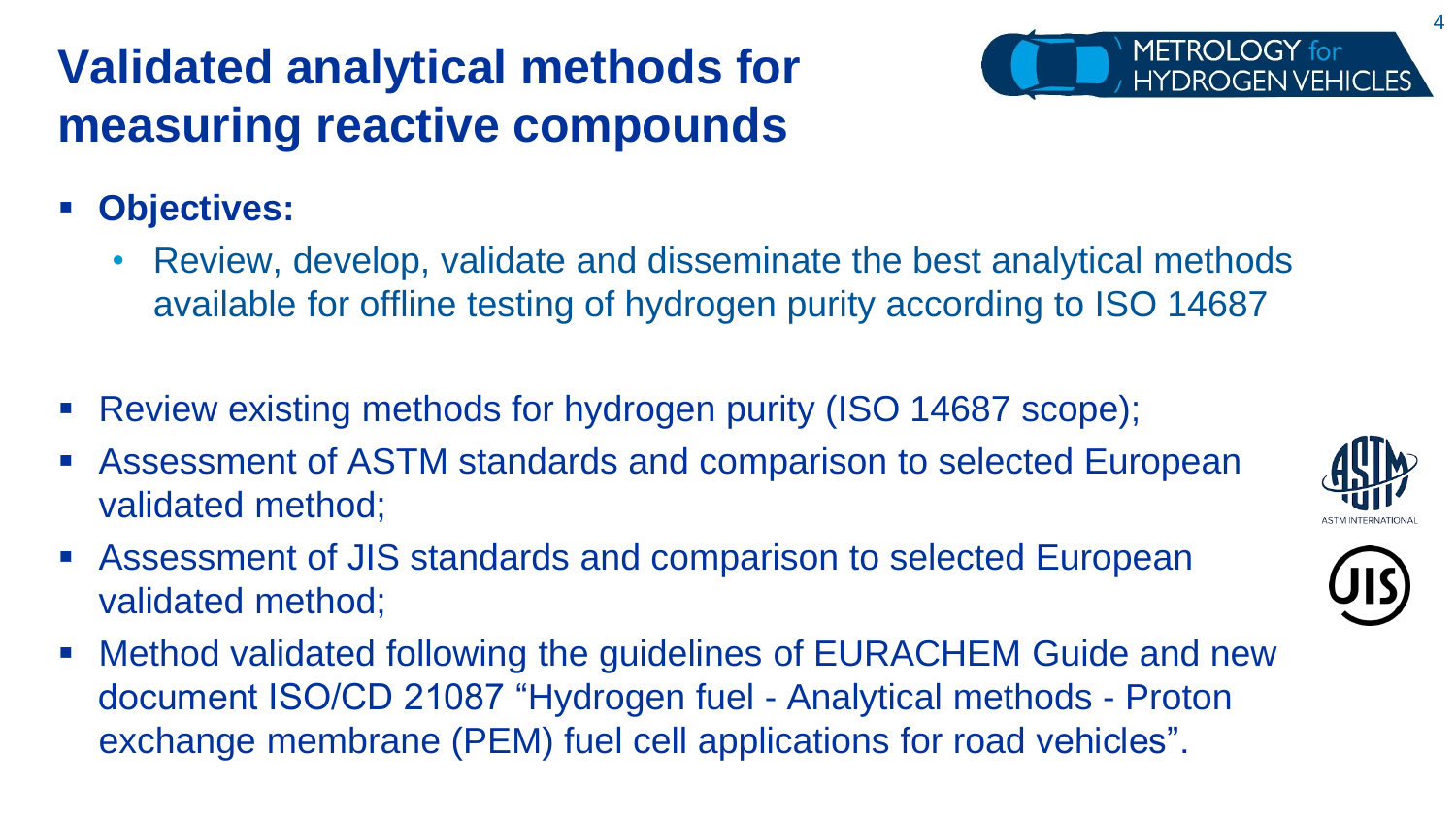# Validated analytical methods for measuring reactive compounds

- **Objectives:**
  - Review, develop, validate and disseminate the best analytical methods available for offline testing of hydrogen purity according to ISO 14687

- Review existing methods for hydrogen purity (ISO 14687 scope);
- Assessment of ASTM standards and comparison to selected European validated method;
- Assessment of JIS standards and comparison to selected European validated method;
- Method validated following the guidelines of EURACHEM Guide and new document ISO/CD 21087 "Hydrogen fuel - Analytical methods - Proton exchange membrane (PEM) fuel cell applications for road vehicles".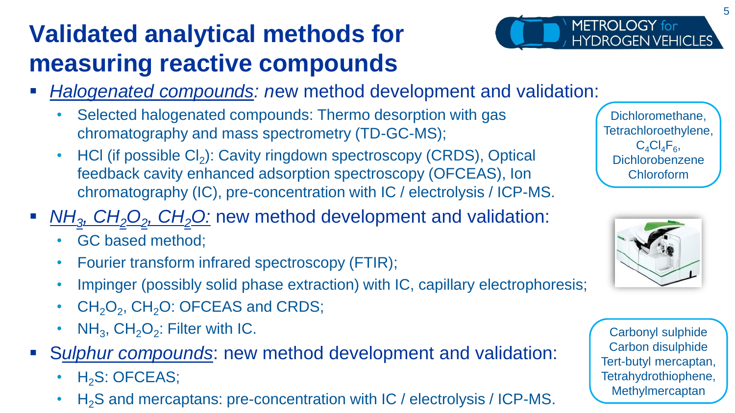# Validated analytical methods for measuring reactive compounds

- *Halogenated compounds: n*ew method development and validation:
  - Selected halogenated compounds: Thermo desorption with gas chromatography and mass spectrometry (TD-GC-MS);
  - HCl (if possible $Cl_2$): Cavity ringdown spectroscopy (CRDS), Optical feedback cavity enhanced adsorption spectroscopy (OFCEAS), Ion chromatography (IC), pre-concentration with IC / electrolysis / ICP-MS.

Dichloromethane, Tetrachloroethylene, $C_4Cl_4F_6$, Dichlorobenzene Chloroform

- *$NH_3$, $CH_2O_2$, $CH_2O$:* new method development and validation:
  - GC based method;
  - Fourier transform infrared spectroscopy (FTIR);
  - Impinger (possibly solid phase extraction) with IC, capillary electrophoresis;
  - $CH_2O_2$, $CH_2O$: OFCEAS and CRDS;
  - $NH_3$, $CH_2O_2$: Filter with IC.
- *Sulphur compounds*: new method development and validation:
  - $H_2S$: OFCEAS;
  - $H_2S$ and mercaptans: pre-concentration with IC / electrolysis / ICP-MS.

Carbonyl sulphide Carbon disulphide Tert-butyl mercaptan, Tetrahydrothiophene, Methylmercaptan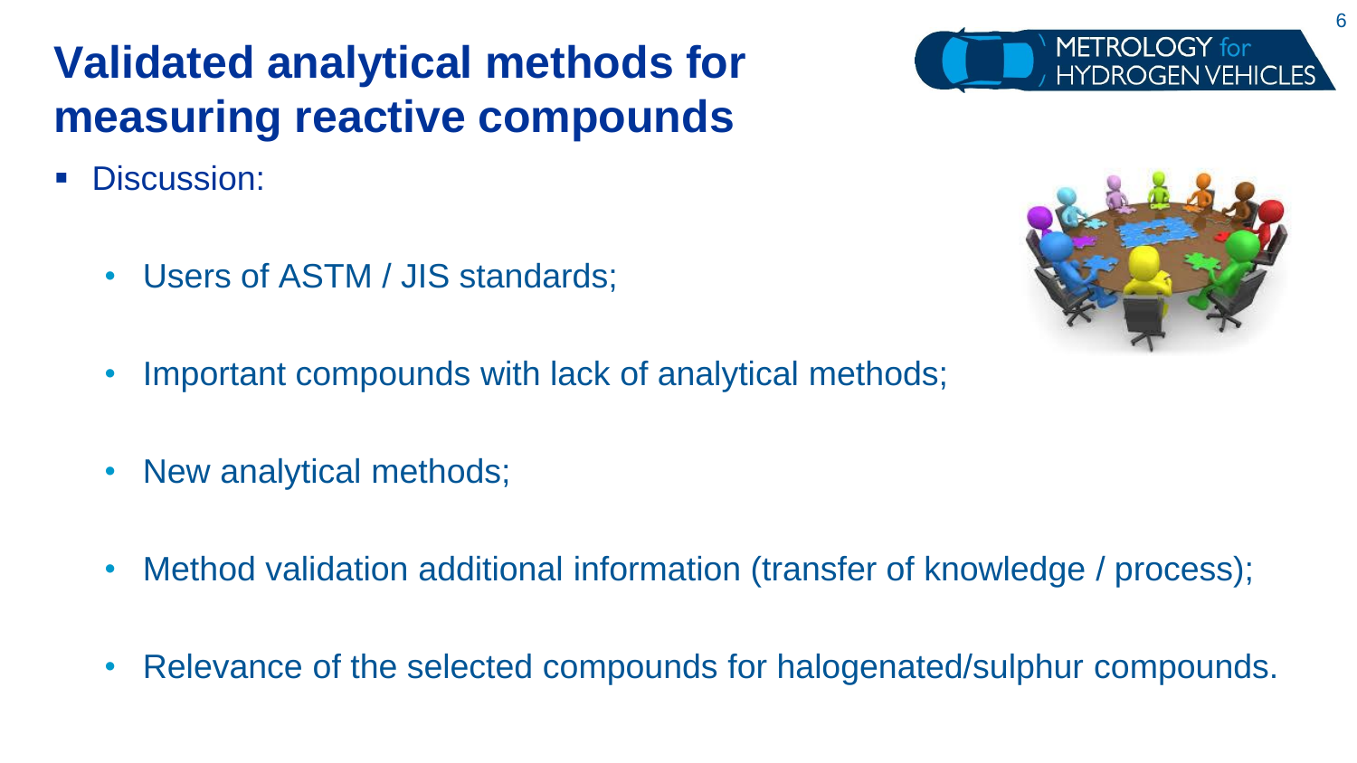# Validated analytical methods for measuring reactive compounds

- Discussion:
  - Users of ASTM / JIS standards;
  - Important compounds with lack of analytical methods;
  - New analytical methods;
  - Method validation additional information (transfer of knowledge / process);
  - Relevance of the selected compounds for halogenated/sulphur compounds.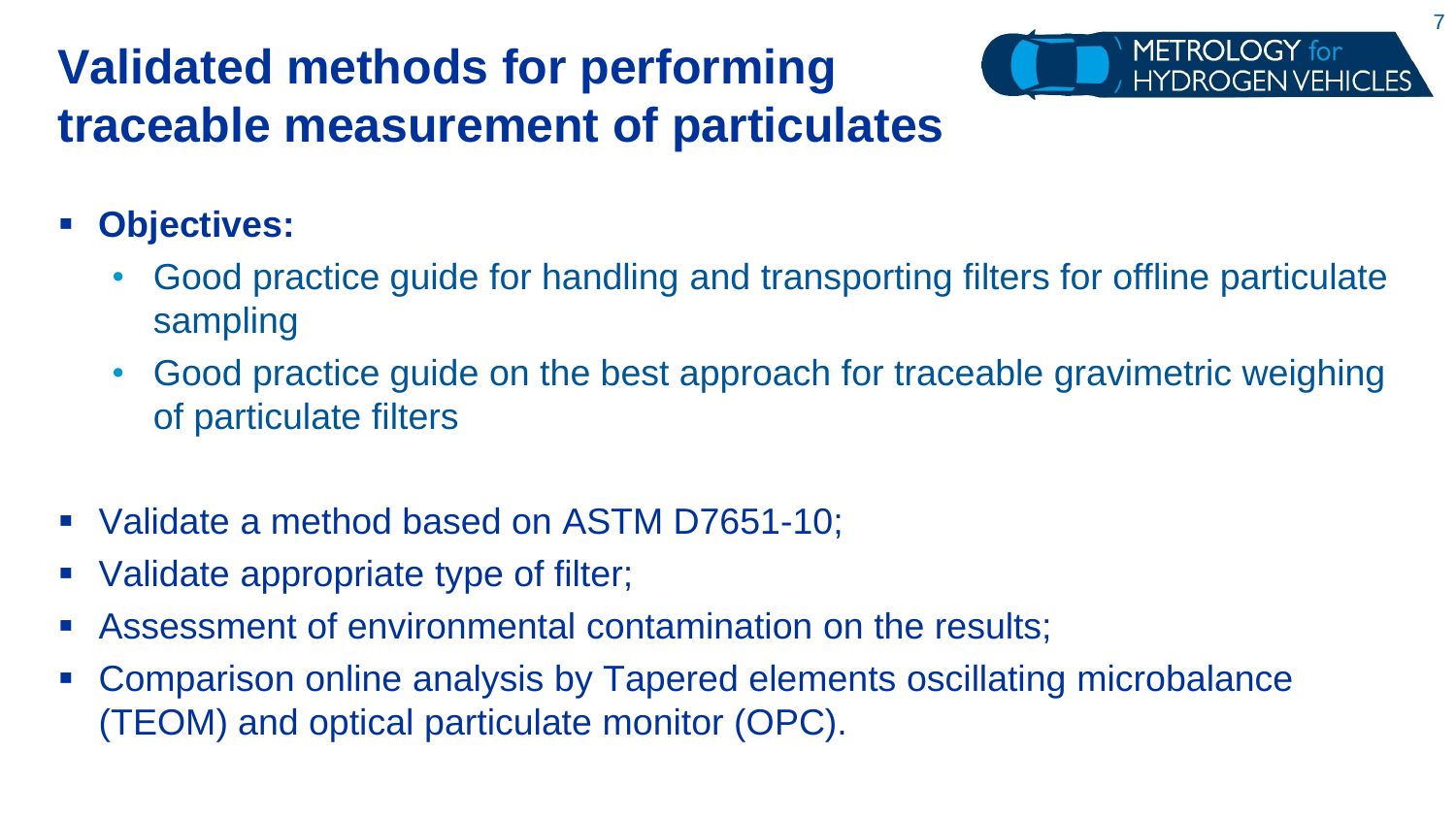# Validated methods for performing traceable measurement of particulates

- **Objectives:**
  - Good practice guide for handling and transporting filters for offline particulate sampling
  - Good practice guide on the best approach for traceable gravimetric weighing of particulate filters

- Validate a method based on ASTM D7651-10;
- Validate appropriate type of filter;
- Assessment of environmental contamination on the results;
- Comparison online analysis by Tapered elements oscillating microbalance (TEOM) and optical particulate monitor (OPC).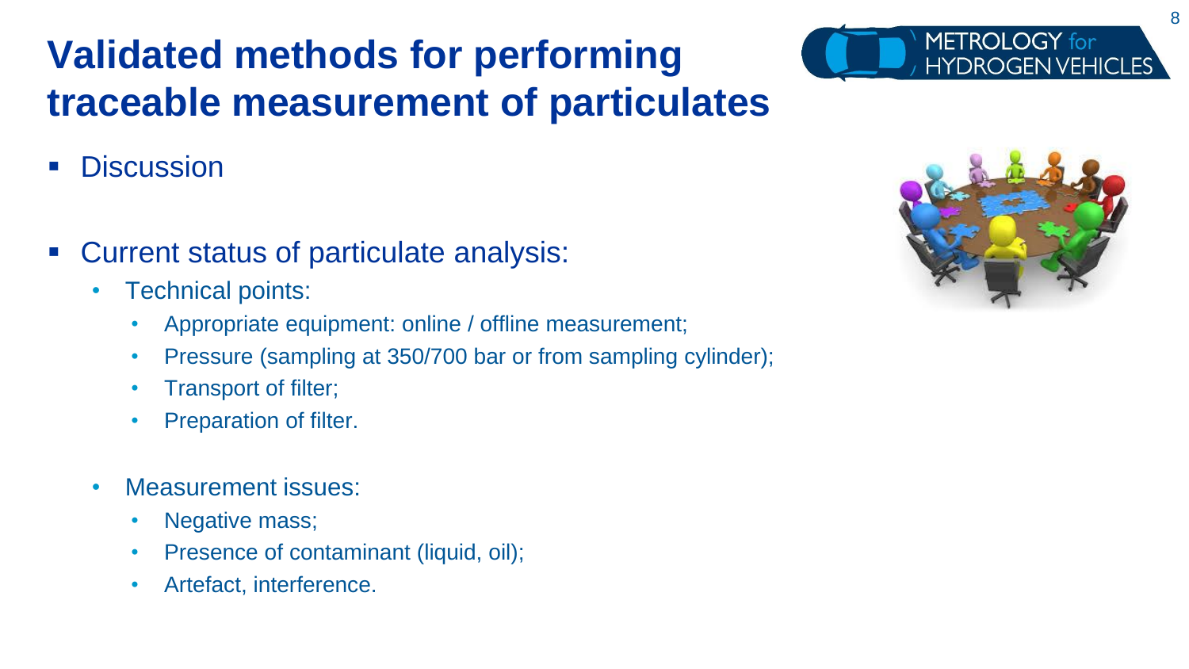# Validated methods for performing traceable measurement of particulates

- Discussion

- Current status of particulate analysis:
  - Technical points:
    - Appropriate equipment: online / offline measurement;
    - Pressure (sampling at 350/700 bar or from sampling cylinder);
    - Transport of filter;
    - Preparation of filter.
  - Measurement issues:
    - Negative mass;
    - Presence of contaminant (liquid, oil);
    - Artefact, interference.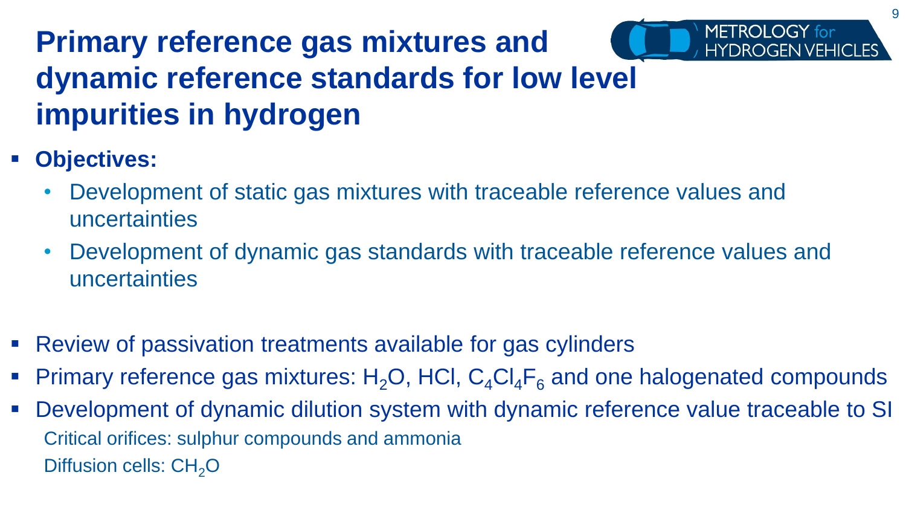# Primary reference gas mixtures and dynamic reference standards for low level impurities in hydrogen

- **Objectives:**
  - Development of static gas mixtures with traceable reference values and uncertainties
  - Development of dynamic gas standards with traceable reference values and uncertainties

- Review of passivation treatments available for gas cylinders
- Primary reference gas mixtures: $H_2O$, HCl, $C_4Cl_4F_6$ and one halogenated compounds
- Development of dynamic dilution system with dynamic reference value traceable to SI

  Critical orifices: sulphur compounds and ammonia

  Diffusion cells: $CH_2O$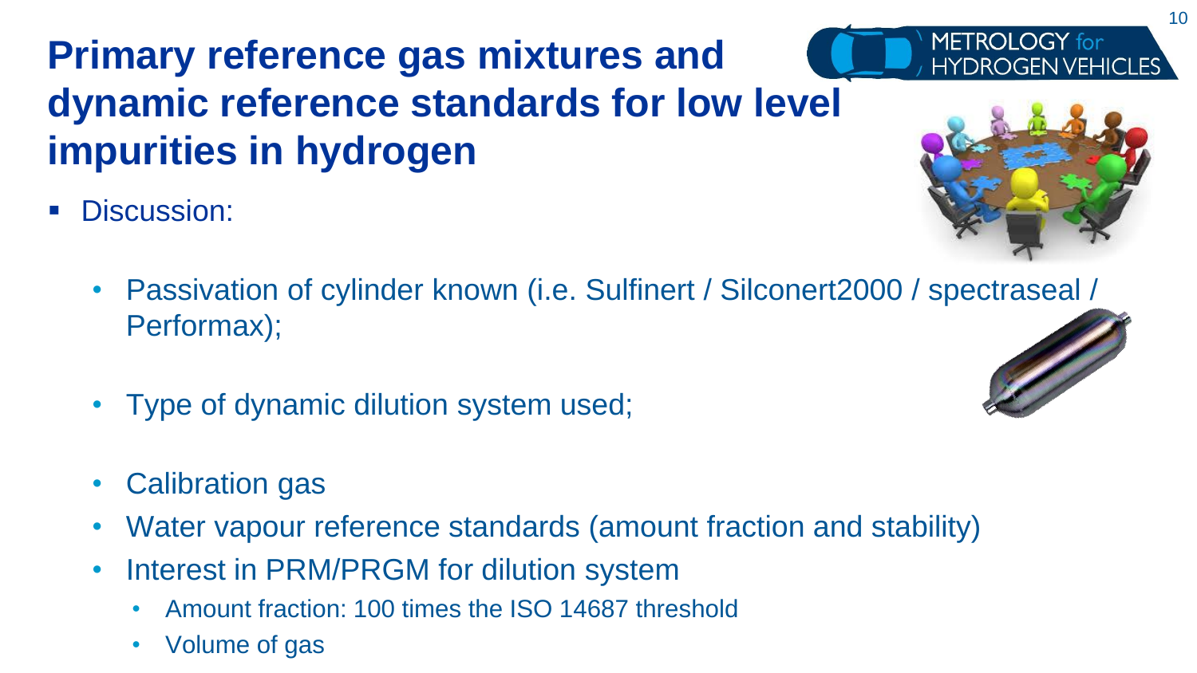# Primary reference gas mixtures and dynamic reference standards for low level impurities in hydrogen

- Discussion:
  - Passivation of cylinder known (i.e. Sulfinert / Silconert2000 / spectraseal / Performax);
  - Type of dynamic dilution system used;
  - Calibration gas
  - Water vapour reference standards (amount fraction and stability)
  - Interest in PRM/PRGM for dilution system
    - Amount fraction: 100 times the ISO 14687 threshold
    - Volume of gas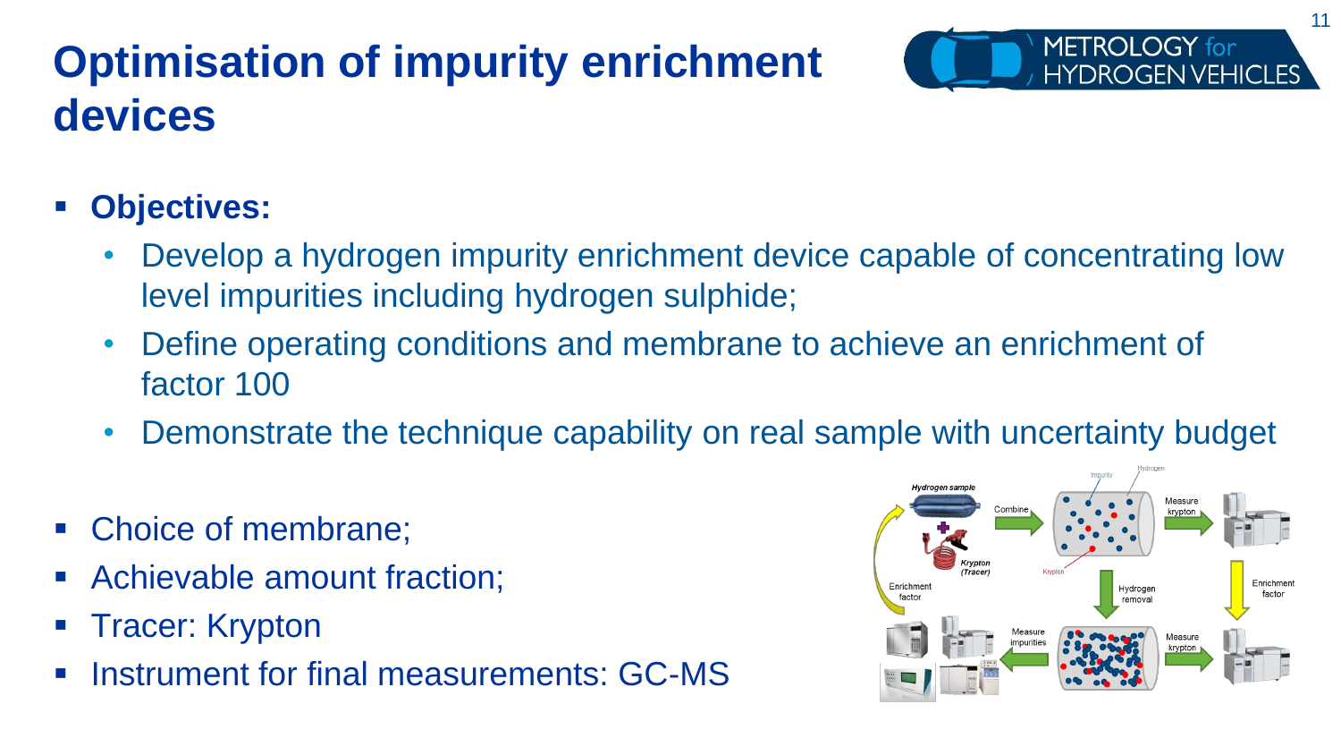# Optimisation of impurity enrichment devices

- **Objectives:**
  - Develop a hydrogen impurity enrichment device capable of concentrating low level impurities including hydrogen sulphide;
  - Define operating conditions and membrane to achieve an enrichment of factor 100
  - Demonstrate the technique capability on real sample with uncertainty budget

- Choice of membrane;
- Achievable amount fraction;
- Tracer: Krypton
- Instrument for final measurements: GC-MS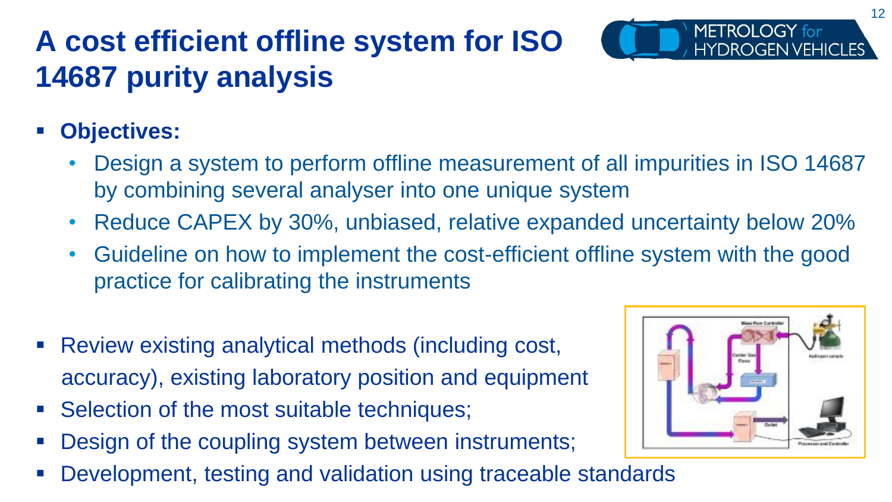# A cost efficient offline system for ISO 14687 purity analysis

- **Objectives:**
  - Design a system to perform offline measurement of all impurities in ISO 14687 by combining several analyser into one unique system
  - Reduce CAPEX by 30%, unbiased, relative expanded uncertainty below 20%
  - Guideline on how to implement the cost-efficient offline system with the good practice for calibrating the instruments

- Review existing analytical methods (including cost, accuracy), existing laboratory position and equipment
- Selection of the most suitable techniques;
- Design of the coupling system between instruments;
- Development, testing and validation using traceable standards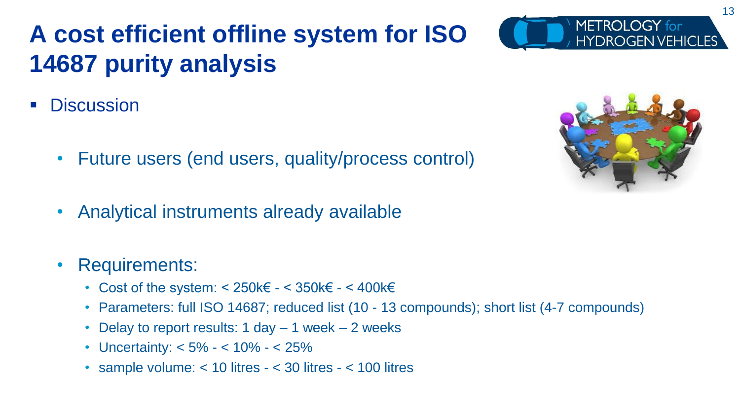# A cost efficient offline system for ISO 14687 purity analysis

- Discussion
  - Future users (end users, quality/process control)
  - Analytical instruments already available
  - Requirements:
    - Cost of the system: < 250k€ - < 350k€ - < 400k€
    - Parameters: full ISO 14687; reduced list (10 - 13 compounds); short list (4-7 compounds)
    - Delay to report results: 1 day – 1 week – 2 weeks
    - Uncertainty: < 5% - < 10% - < 25%
    - sample volume: < 10 litres - < 30 litres - < 100 litres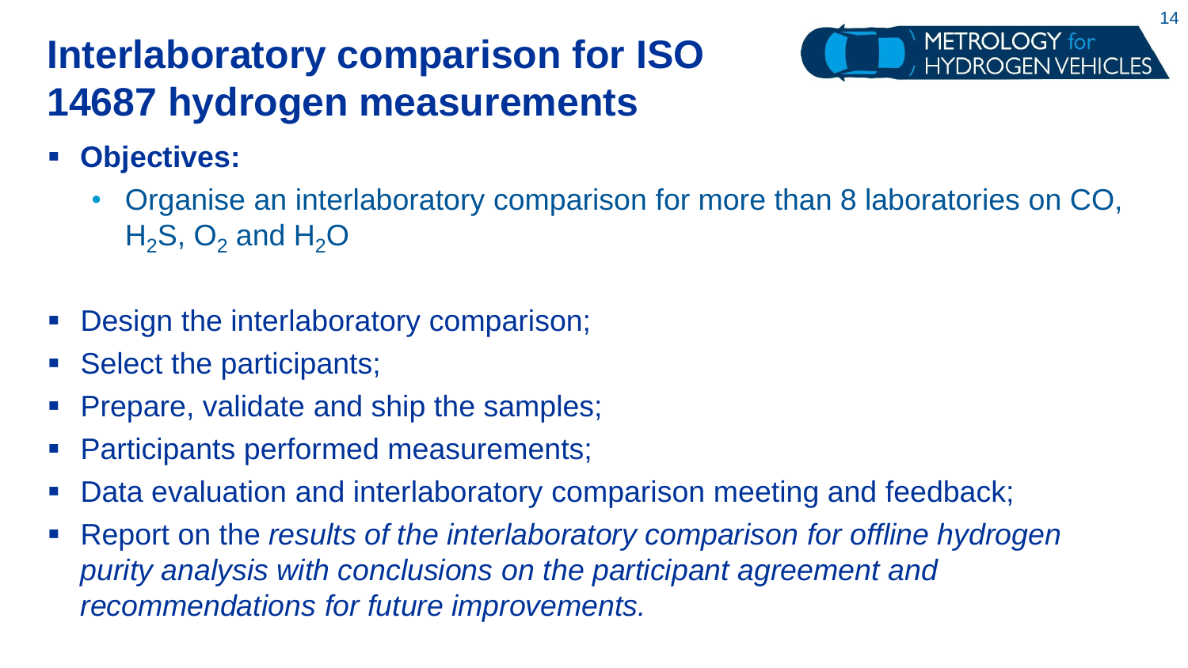# Interlaboratory comparison for ISO 14687 hydrogen measurements

- **Objectives:**
  - Organise an interlaboratory comparison for more than 8 laboratories on CO, $H_2S$, $O_2$ and $H_2O$

- Design the interlaboratory comparison;
- Select the participants;
- Prepare, validate and ship the samples;
- Participants performed measurements;
- Data evaluation and interlaboratory comparison meeting and feedback;
- Report on the *results of the interlaboratory comparison for offline hydrogen purity analysis with conclusions on the participant agreement and recommendations for future improvements.*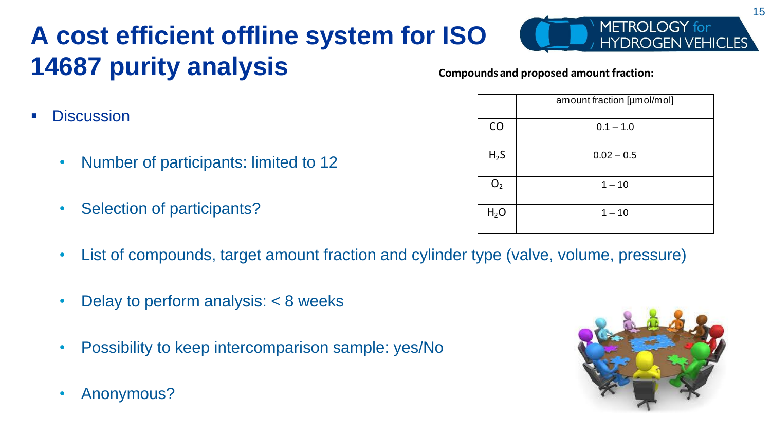# A cost efficient offline system for ISO 14687 purity analysis

**Compounds and proposed amount fraction:**

| | amount fraction [µmol/mol] |
|---|---|
| CO | 0.1 – 1.0 |
| $H_2S$ | 0.02 – 0.5 |
| $O_2$ | 1 – 10 |
| $H_2O$ | 1 – 10 |

- Discussion
  - Number of participants: limited to 12
  - Selection of participants?
  - List of compounds, target amount fraction and cylinder type (valve, volume, pressure)
  - Delay to perform analysis: < 8 weeks
  - Possibility to keep intercomparison sample: yes/No
  - Anonymous?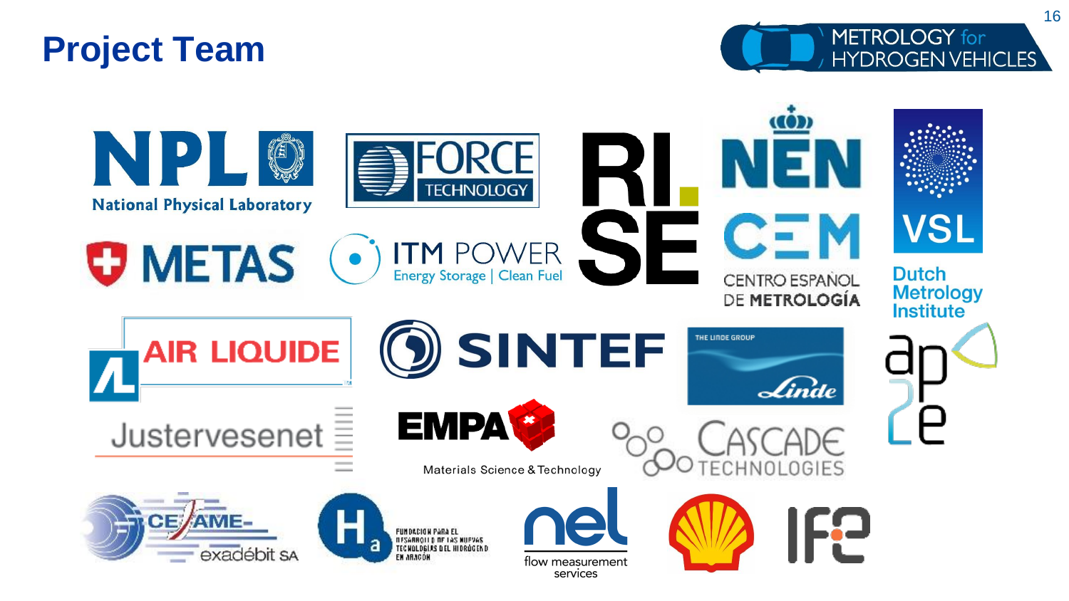# Project Team

METROLOGY for HYDROGEN VEHICLES

NPL National Physical Laboratory

FORCE TECHNOLOGY

RISE

NEN

CEM CENTRO ESPAÑOL DE METROLOGÍA

VSL Dutch Metrology Institute

METAS

ITM POWER Energy Storage | Clean Fuel

AIR LIQUIDE

SINTEF

THE LINDE GROUP Linde

ap2e

Justervesenet

EMPA Materials Science & Technology

CASCADE TECHNOLOGIES

CESAME-exadébit SA

FUNDACION PARA EL DESARROLLO DE LAS NUEVAS TECNOLOGIAS DEL HIDRÓGENO EN ARAGÓN

nel flow measurement services

Shell

IFE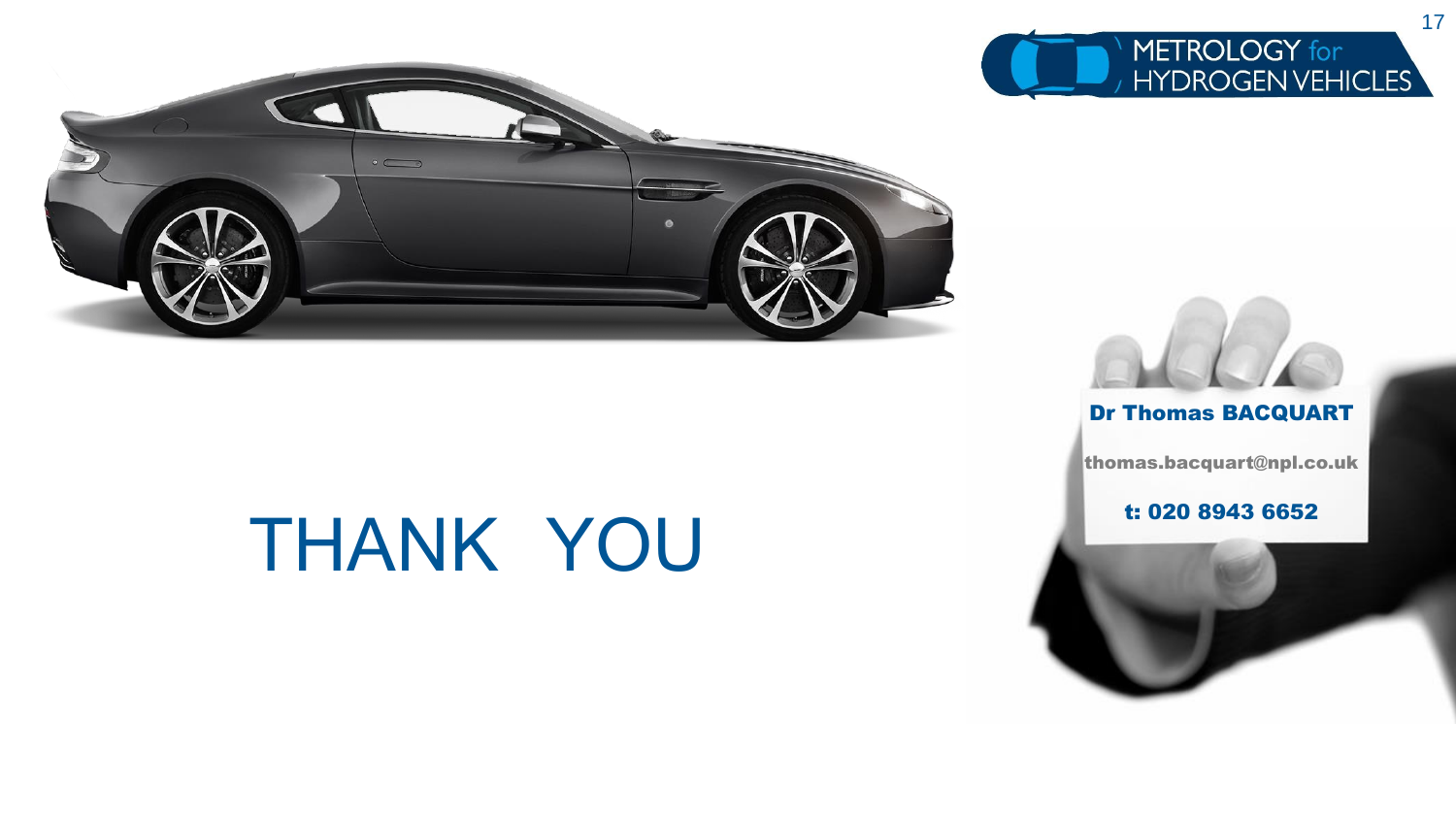METROLOGY for HYDROGEN VEHICLES

# THANK YOU

**Dr Thomas BACQUART**

thomas.bacquart@npl.co.uk

t: 020 8943 6652